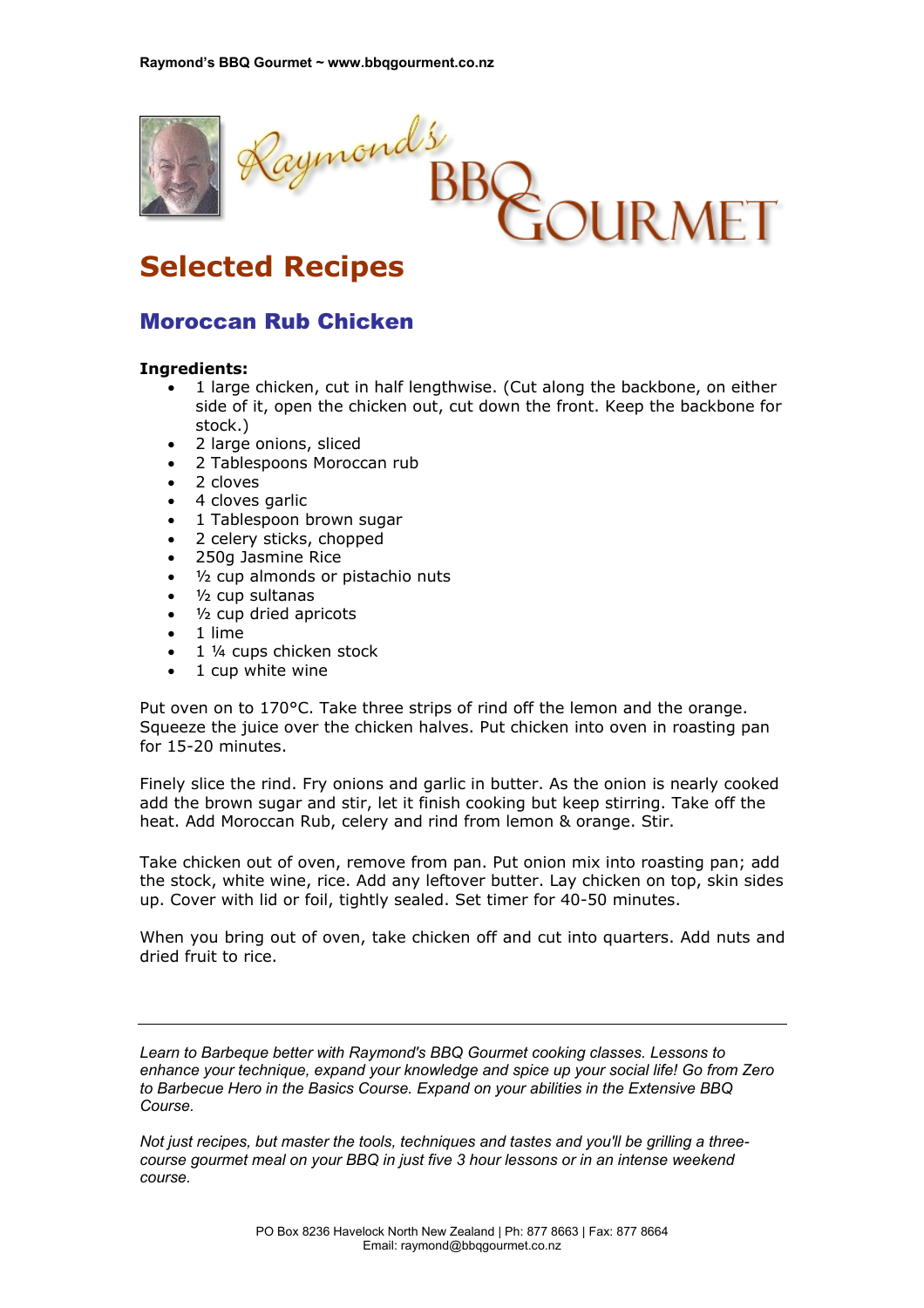# Selected Recipes

## Moroccan Rub Chicken

**Ingredients:**

- 1 large chicken, cut in half lengthwise. (Cut along the backbone, on either side of it, open the chicken out, cut down the front. Keep the backbone for stock.)
- 2 large onions, sliced
- 2 Tablespoons Moroccan rub
- 2 cloves
- 4 cloves garlic
- 1 Tablespoon brown sugar
- 2 celery sticks, chopped
- 250g Jasmine Rice
- ½ cup almonds or pistachio nuts
- ½ cup sultanas
- ½ cup dried apricots
- 1 lime
- 1 ¼ cups chicken stock
- 1 cup white wine

Put oven on to 170°C. Take three strips of rind off the lemon and the orange. Squeeze the juice over the chicken halves. Put chicken into oven in roasting pan for 15-20 minutes.

Finely slice the rind. Fry onions and garlic in butter. As the onion is nearly cooked add the brown sugar and stir, let it finish cooking but keep stirring. Take off the heat. Add Moroccan Rub, celery and rind from lemon & orange. Stir.

Take chicken out of oven, remove from pan. Put onion mix into roasting pan; add the stock, white wine, rice. Add any leftover butter. Lay chicken on top, skin sides up. Cover with lid or foil, tightly sealed. Set timer for 40-50 minutes.

When you bring out of oven, take chicken off and cut into quarters. Add nuts and dried fruit to rice.

---

*Learn to Barbeque better with Raymond's BBQ Gourmet cooking classes. Lessons to enhance your technique, expand your knowledge and spice up your social life! Go from Zero to Barbecue Hero in the Basics Course. Expand on your abilities in the Extensive BBQ Course.*

*Not just recipes, but master the tools, techniques and tastes and you'll be grilling a three-course gourmet meal on your BBQ in just five 3 hour lessons or in an intense weekend course.*

PO Box 8236 Havelock North New Zealand | Ph: 877 8663 | Fax: 877 8664
Email: raymond@bbqgourmet.co.nz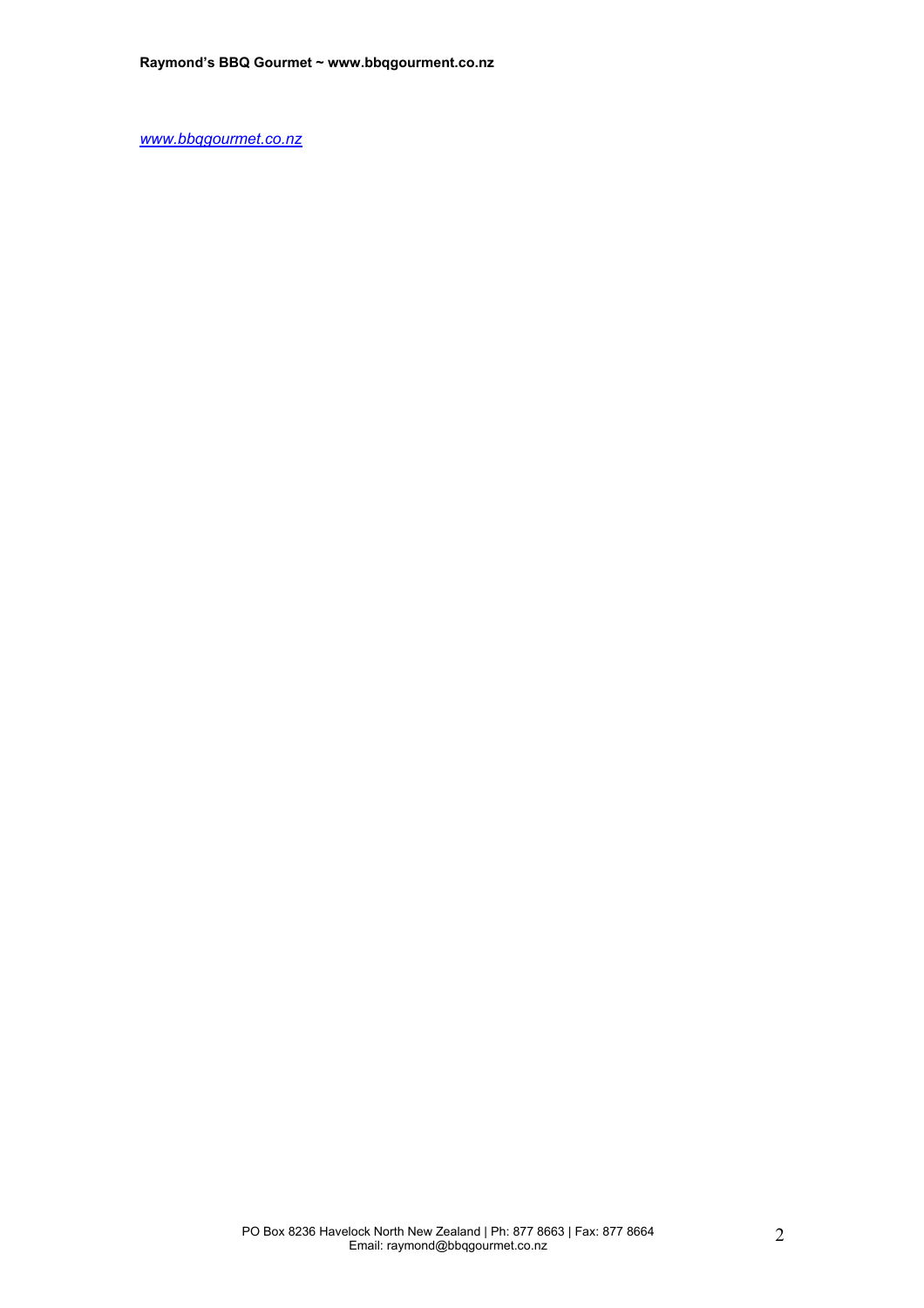[www.bbqgourmet.co.nz](http://www.bbqgourmet.co.nz)